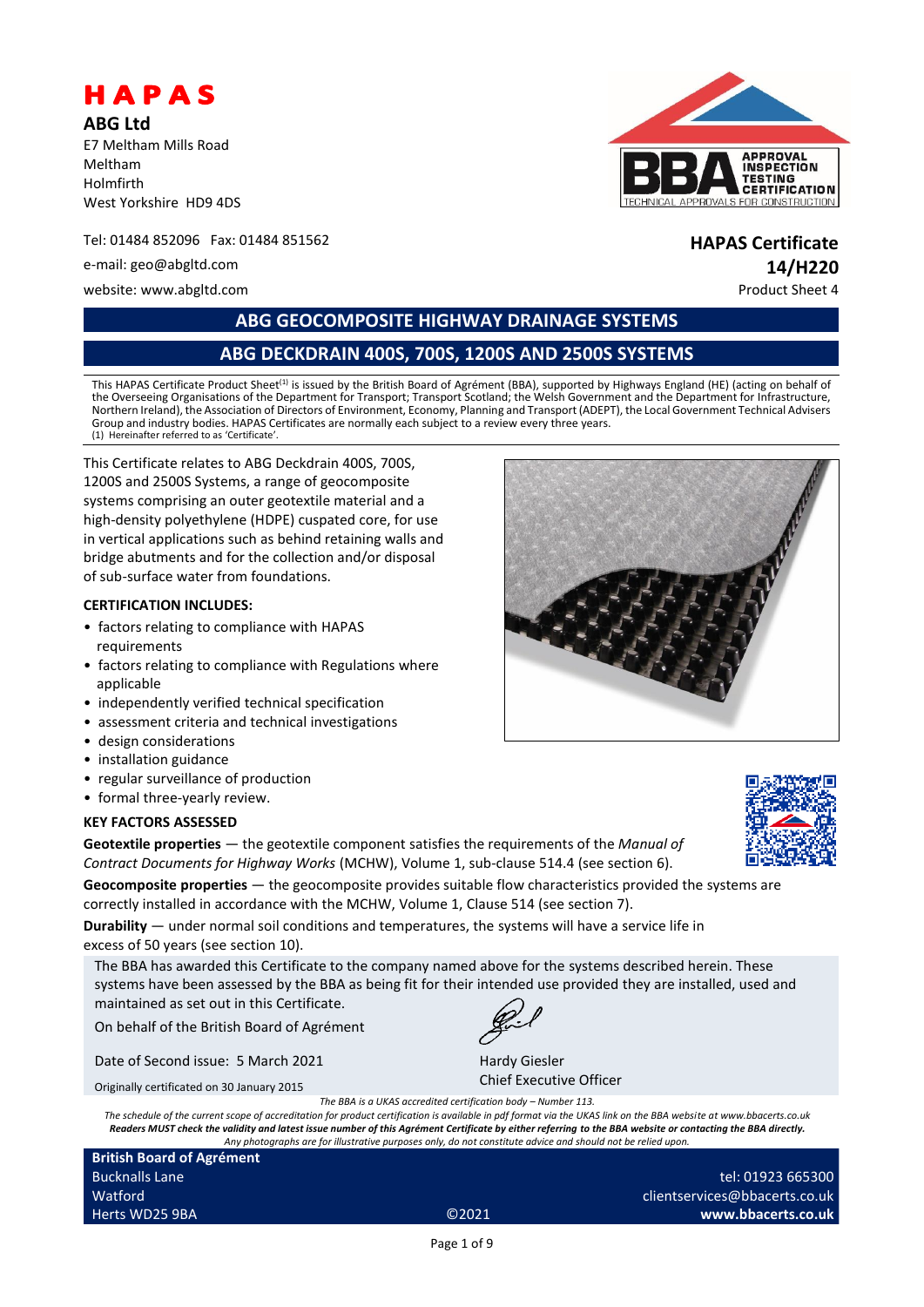# HAPAS

**ABG Ltd**
E7 Meltham Mills Road
Meltham
Holmfirth
West Yorkshire HD9 4DS

Tel: 01484 852096 Fax: 01484 851562

e-mail: geo@abgltd.com

website: www.abgltd.com

**HAPAS Certificate**
**14/H220**
Product Sheet 4

## ABG GEOCOMPOSITE HIGHWAY DRAINAGE SYSTEMS

## ABG DECKDRAIN 400S, 700S, 1200S AND 2500S SYSTEMS

This HAPAS Certificate Product Sheet(1) is issued by the British Board of Agrément (BBA), supported by Highways England (HE) (acting on behalf of the Overseeing Organisations of the Department for Transport; Transport Scotland; the Welsh Government and the Department for Infrastructure, Northern Ireland), the Association of Directors of Environment, Economy, Planning and Transport (ADEPT), the Local Government Technical Advisers Group and industry bodies. HAPAS Certificates are normally each subject to a review every three years.
(1) Hereinafter referred to as 'Certificate'.

This Certificate relates to ABG Deckdrain 400S, 700S, 1200S and 2500S Systems, a range of geocomposite systems comprising an outer geotextile material and a high-density polyethylene (HDPE) cuspated core, for use in vertical applications such as behind retaining walls and bridge abutments and for the collection and/or disposal of sub-surface water from foundations.

**CERTIFICATION INCLUDES:**

- factors relating to compliance with HAPAS requirements
- factors relating to compliance with Regulations where applicable
- independently verified technical specification
- assessment criteria and technical investigations
- design considerations
- installation guidance
- regular surveillance of production
- formal three-yearly review.

**KEY FACTORS ASSESSED**

**Geotextile properties** — the geotextile component satisfies the requirements of the *Manual of Contract Documents for Highway Works* (MCHW), Volume 1, sub-clause 514.4 (see section 6).

**Geocomposite properties** — the geocomposite provides suitable flow characteristics provided the systems are correctly installed in accordance with the MCHW, Volume 1, Clause 514 (see section 7).

**Durability** — under normal soil conditions and temperatures, the systems will have a service life in excess of 50 years (see section 10).

The BBA has awarded this Certificate to the company named above for the systems described herein. These systems have been assessed by the BBA as being fit for their intended use provided they are installed, used and maintained as set out in this Certificate.

On behalf of the British Board of Agrément

Date of Second issue: 5 March 2021

Originally certificated on 30 January 2015

Hardy Giesler
Chief Executive Officer

*The BBA is a UKAS accredited certification body – Number 113.*
*The schedule of the current scope of accreditation for product certification is available in pdf format via the UKAS link on the BBA website at www.bbacerts.co.uk*
***Readers MUST check the validity and latest issue number of this Agrément Certificate by either referring to the BBA website or contacting the BBA directly.***
*Any photographs are for illustrative purposes only, do not constitute advice and should not be relied upon.*

**British Board of Agrément**
Bucknalls Lane
Watford
Herts WD25 9BA

©2021

tel: 01923 665300
clientservices@bbacerts.co.uk
**www.bbacerts.co.uk**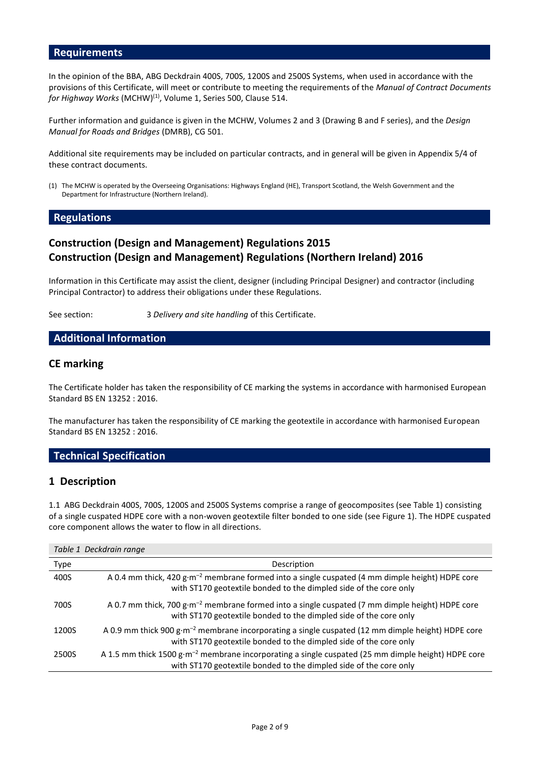## Requirements

In the opinion of the BBA, ABG Deckdrain 400S, 700S, 1200S and 2500S Systems, when used in accordance with the provisions of this Certificate, will meet or contribute to meeting the requirements of the *Manual of Contract Documents for Highway Works* (MCHW)[1], Volume 1, Series 500, Clause 514.

Further information and guidance is given in the MCHW, Volumes 2 and 3 (Drawing B and F series), and the *Design Manual for Roads and Bridges* (DMRB), CG 501.

Additional site requirements may be included on particular contracts, and in general will be given in Appendix 5/4 of these contract documents.

(1) The MCHW is operated by the Overseeing Organisations: Highways England (HE), Transport Scotland, the Welsh Government and the Department for Infrastructure (Northern Ireland).

## Regulations

### Construction (Design and Management) Regulations 2015
### Construction (Design and Management) Regulations (Northern Ireland) 2016

Information in this Certificate may assist the client, designer (including Principal Designer) and contractor (including Principal Contractor) to address their obligations under these Regulations.

See section: 3 *Delivery and site handling* of this Certificate.

## Additional Information

### CE marking

The Certificate holder has taken the responsibility of CE marking the systems in accordance with harmonised European Standard BS EN 13252 : 2016.

The manufacturer has taken the responsibility of CE marking the geotextile in accordance with harmonised European Standard BS EN 13252 : 2016.

## Technical Specification

### 1 Description

1.1 ABG Deckdrain 400S, 700S, 1200S and 2500S Systems comprise a range of geocomposites (see Table 1) consisting of a single cuspated HDPE core with a non-woven geotextile filter bonded to one side (see Figure 1). The HDPE cuspated core component allows the water to flow in all directions.

*Table 1 Deckdrain range*

| Type | Description |
|---|---|
| 400S | A 0.4 mm thick, 420 $g{\cdot}m^{-2}$ membrane formed into a single cuspated (4 mm dimple height) HDPE core with ST170 geotextile bonded to the dimpled side of the core only |
| 700S | A 0.7 mm thick, 700 $g{\cdot}m^{-2}$ membrane formed into a single cuspated (7 mm dimple height) HDPE core with ST170 geotextile bonded to the dimpled side of the core only |
| 1200S | A 0.9 mm thick 900 $g{\cdot}m^{-2}$ membrane incorporating a single cuspated (12 mm dimple height) HDPE core with ST170 geotextile bonded to the dimpled side of the core only |
| 2500S | A 1.5 mm thick 1500 $g{\cdot}m^{-2}$ membrane incorporating a single cuspated (25 mm dimple height) HDPE core with ST170 geotextile bonded to the dimpled side of the core only |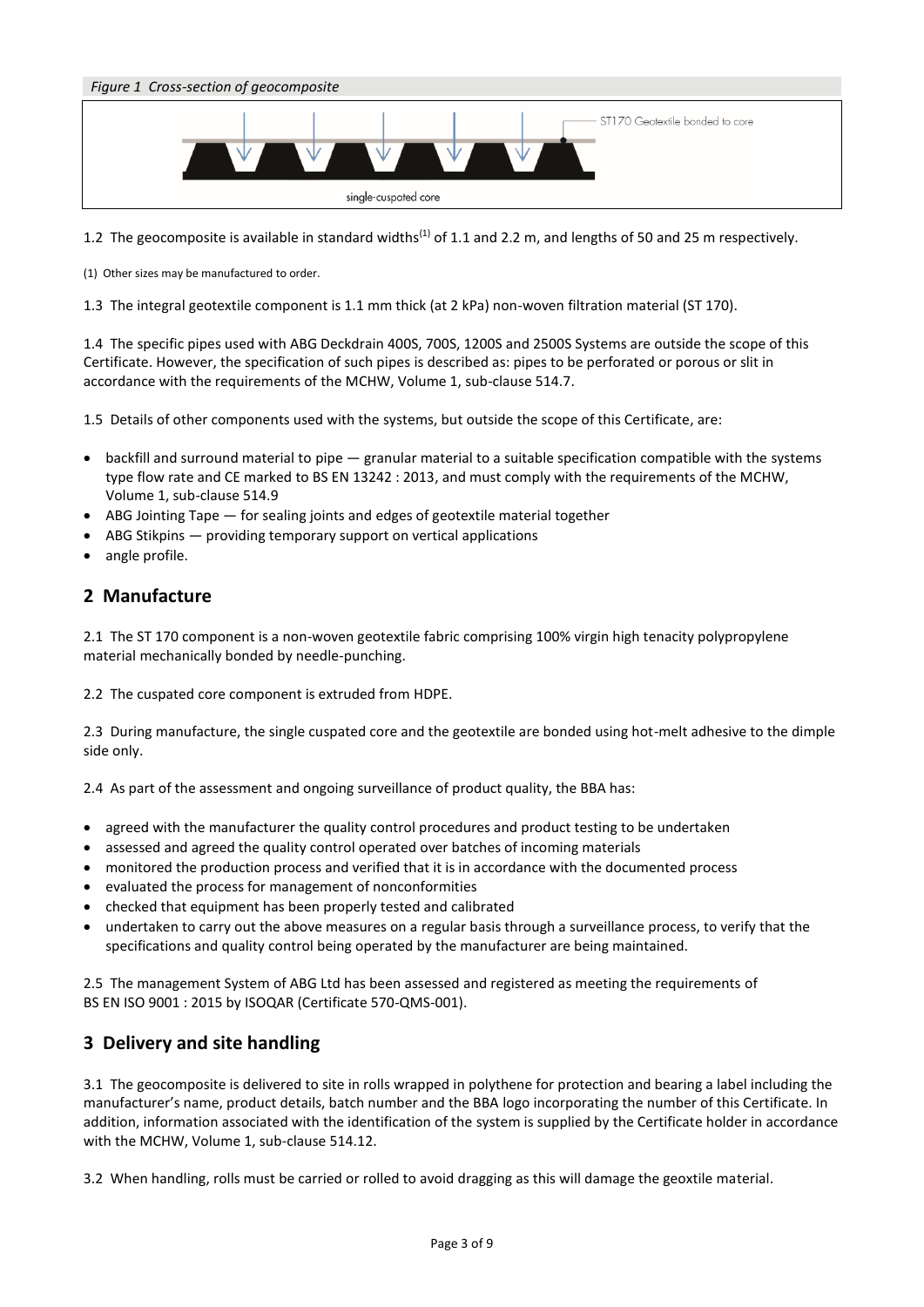*Figure 1 Cross-section of geocomposite*

ST170 Geotextile bonded to core

single-cuspated core

1.2 The geocomposite is available in standard widths[(1)] of 1.1 and 2.2 m, and lengths of 50 and 25 m respectively.

(1) Other sizes may be manufactured to order.

1.3 The integral geotextile component is 1.1 mm thick (at 2 kPa) non-woven filtration material (ST 170).

1.4 The specific pipes used with ABG Deckdrain 400S, 700S, 1200S and 2500S Systems are outside the scope of this Certificate. However, the specification of such pipes is described as: pipes to be perforated or porous or slit in accordance with the requirements of the MCHW, Volume 1, sub-clause 514.7.

1.5 Details of other components used with the systems, but outside the scope of this Certificate, are:

- backfill and surround material to pipe — granular material to a suitable specification compatible with the systems type flow rate and CE marked to BS EN 13242 : 2013, and must comply with the requirements of the MCHW, Volume 1, sub-clause 514.9
- ABG Jointing Tape — for sealing joints and edges of geotextile material together
- ABG Stikpins — providing temporary support on vertical applications
- angle profile.

## 2 Manufacture

2.1 The ST 170 component is a non-woven geotextile fabric comprising 100% virgin high tenacity polypropylene material mechanically bonded by needle-punching.

2.2 The cuspated core component is extruded from HDPE.

2.3 During manufacture, the single cuspated core and the geotextile are bonded using hot-melt adhesive to the dimple side only.

2.4 As part of the assessment and ongoing surveillance of product quality, the BBA has:

- agreed with the manufacturer the quality control procedures and product testing to be undertaken
- assessed and agreed the quality control operated over batches of incoming materials
- monitored the production process and verified that it is in accordance with the documented process
- evaluated the process for management of nonconformities
- checked that equipment has been properly tested and calibrated
- undertaken to carry out the above measures on a regular basis through a surveillance process, to verify that the specifications and quality control being operated by the manufacturer are being maintained.

2.5 The management System of ABG Ltd has been assessed and registered as meeting the requirements of BS EN ISO 9001 : 2015 by ISOQAR (Certificate 570-QMS-001).

## 3 Delivery and site handling

3.1 The geocomposite is delivered to site in rolls wrapped in polythene for protection and bearing a label including the manufacturer's name, product details, batch number and the BBA logo incorporating the number of this Certificate. In addition, information associated with the identification of the system is supplied by the Certificate holder in accordance with the MCHW, Volume 1, sub-clause 514.12.

3.2 When handling, rolls must be carried or rolled to avoid dragging as this will damage the geoxtile material.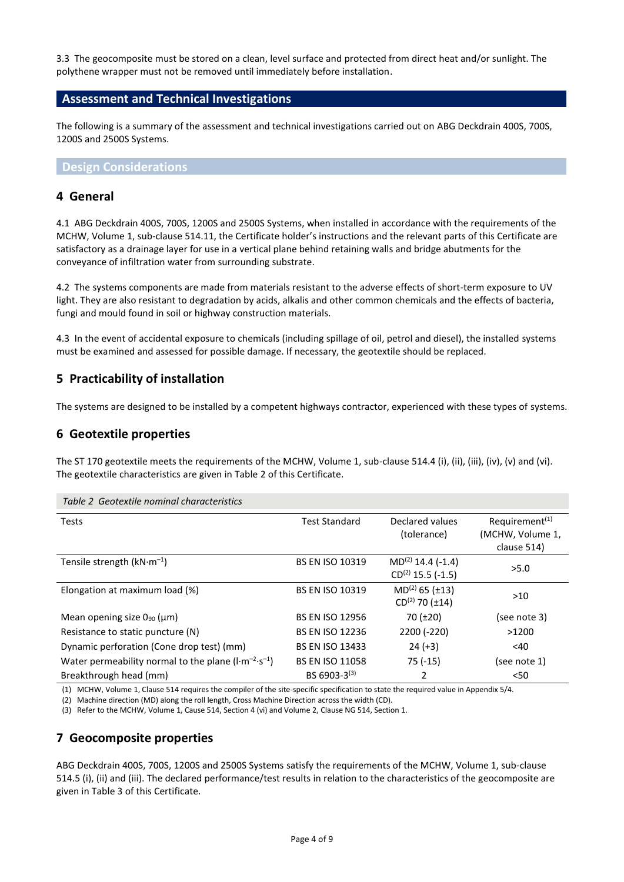3.3 The geocomposite must be stored on a clean, level surface and protected from direct heat and/or sunlight. The polythene wrapper must not be removed until immediately before installation.

## Assessment and Technical Investigations

The following is a summary of the assessment and technical investigations carried out on ABG Deckdrain 400S, 700S, 1200S and 2500S Systems.

### Design Considerations

## 4 General

4.1 ABG Deckdrain 400S, 700S, 1200S and 2500S Systems, when installed in accordance with the requirements of the MCHW, Volume 1, sub-clause 514.11, the Certificate holder's instructions and the relevant parts of this Certificate are satisfactory as a drainage layer for use in a vertical plane behind retaining walls and bridge abutments for the conveyance of infiltration water from surrounding substrate.

4.2 The systems components are made from materials resistant to the adverse effects of short-term exposure to UV light. They are also resistant to degradation by acids, alkalis and other common chemicals and the effects of bacteria, fungi and mould found in soil or highway construction materials.

4.3 In the event of accidental exposure to chemicals (including spillage of oil, petrol and diesel), the installed systems must be examined and assessed for possible damage. If necessary, the geotextile should be replaced.

## 5 Practicability of installation

The systems are designed to be installed by a competent highways contractor, experienced with these types of systems.

## 6 Geotextile properties

The ST 170 geotextile meets the requirements of the MCHW, Volume 1, sub-clause 514.4 (i), (ii), (iii), (iv), (v) and (vi). The geotextile characteristics are given in Table 2 of this Certificate.

*Table 2 Geotextile nominal characteristics*

| Tests | Test Standard | Declared values (tolerance) | Requirement(1) (MCHW, Volume 1, clause 514) |
|---|---|---|---|
| Tensile strength ($kN{\cdot}m^{-1}$) | BS EN ISO 10319 | MD(2) 14.4 (-1.4)<br>CD(2) 15.5 (-1.5) | >5.0 |
| Elongation at maximum load (%) | BS EN ISO 10319 | MD(2) 65 (±13)<br>CD(2) 70 (±14) | >10 |
| Mean opening size $O_{90}$ (μm) | BS EN ISO 12956 | 70 (±20) | (see note 3) |
| Resistance to static puncture (N) | BS EN ISO 12236 | 2200 (-220) | >1200 |
| Dynamic perforation (Cone drop test) (mm) | BS EN ISO 13433 | 24 (+3) | <40 |
| Water permeability normal to the plane ($l{\cdot}m^{-2}{\cdot}s^{-1}$) | BS EN ISO 11058 | 75 (-15) | (see note 1) |
| Breakthrough head (mm) | BS 6903-3(3) | 2 | <50 |

(1) MCHW, Volume 1, Clause 514 requires the compiler of the site-specific specification to state the required value in Appendix 5/4.
(2) Machine direction (MD) along the roll length, Cross Machine Direction across the width (CD).
(3) Refer to the MCHW, Volume 1, Cause 514, Section 4 (vi) and Volume 2, Clause NG 514, Section 1.

## 7 Geocomposite properties

ABG Deckdrain 400S, 700S, 1200S and 2500S Systems satisfy the requirements of the MCHW, Volume 1, sub-clause 514.5 (i), (ii) and (iii). The declared performance/test results in relation to the characteristics of the geocomposite are given in Table 3 of this Certificate.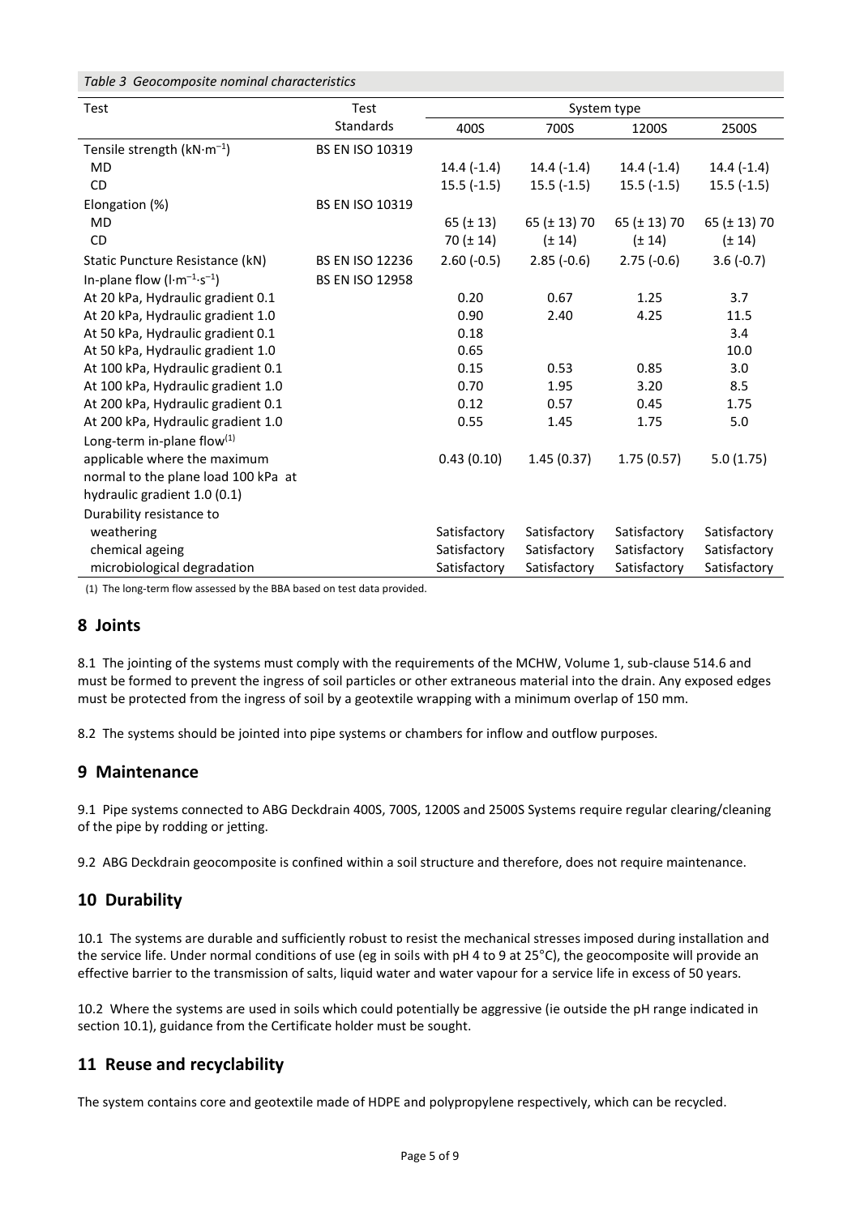*Table 3 Geocomposite nominal characteristics*

| Test | Test Standards | System type | | | |
|---|---|---|---|---|---|
| | | 400S | 700S | 1200S | 2500S |
| Tensile strength ($kN{\cdot}m^{-1}$) | BS EN ISO 10319 | | | | |
| MD | | 14.4 (-1.4) | 14.4 (-1.4) | 14.4 (-1.4) | 14.4 (-1.4) |
| CD | | 15.5 (-1.5) | 15.5 (-1.5) | 15.5 (-1.5) | 15.5 (-1.5) |
| Elongation (%) | BS EN ISO 10319 | | | | |
| MD | | 65 (± 13) | 65 (± 13) 70 | 65 (± 13) 70 | 65 (± 13) 70 |
| CD | | 70 (± 14) | (± 14) | (± 14) | (± 14) |
| Static Puncture Resistance (kN) | BS EN ISO 12236 | 2.60 (-0.5) | 2.85 (-0.6) | 2.75 (-0.6) | 3.6 (-0.7) |
| In-plane flow ($l{\cdot}m^{-1}{\cdot}s^{-1}$) | BS EN ISO 12958 | | | | |
| At 20 kPa, Hydraulic gradient 0.1 | | 0.20 | 0.67 | 1.25 | 3.7 |
| At 20 kPa, Hydraulic gradient 1.0 | | 0.90 | 2.40 | 4.25 | 11.5 |
| At 50 kPa, Hydraulic gradient 0.1 | | 0.18 | | | 3.4 |
| At 50 kPa, Hydraulic gradient 1.0 | | 0.65 | | | 10.0 |
| At 100 kPa, Hydraulic gradient 0.1 | | 0.15 | 0.53 | 0.85 | 3.0 |
| At 100 kPa, Hydraulic gradient 1.0 | | 0.70 | 1.95 | 3.20 | 8.5 |
| At 200 kPa, Hydraulic gradient 0.1 | | 0.12 | 0.57 | 0.45 | 1.75 |
| At 200 kPa, Hydraulic gradient 1.0 | | 0.55 | 1.45 | 1.75 | 5.0 |
| Long-term in-plane flow[(1)] applicable where the maximum normal to the plane load 100 kPa at hydraulic gradient 1.0 (0.1) | | 0.43 (0.10) | 1.45 (0.37) | 1.75 (0.57) | 5.0 (1.75) |
| Durability resistance to | | | | | |
| weathering | | Satisfactory | Satisfactory | Satisfactory | Satisfactory |
| chemical ageing | | Satisfactory | Satisfactory | Satisfactory | Satisfactory |
| microbiological degradation | | Satisfactory | Satisfactory | Satisfactory | Satisfactory |

(1) The long-term flow assessed by the BBA based on test data provided.

## 8 Joints

8.1 The jointing of the systems must comply with the requirements of the MCHW, Volume 1, sub-clause 514.6 and must be formed to prevent the ingress of soil particles or other extraneous material into the drain. Any exposed edges must be protected from the ingress of soil by a geotextile wrapping with a minimum overlap of 150 mm.

8.2 The systems should be jointed into pipe systems or chambers for inflow and outflow purposes.

## 9 Maintenance

9.1 Pipe systems connected to ABG Deckdrain 400S, 700S, 1200S and 2500S Systems require regular clearing/cleaning of the pipe by rodding or jetting.

9.2 ABG Deckdrain geocomposite is confined within a soil structure and therefore, does not require maintenance.

## 10 Durability

10.1 The systems are durable and sufficiently robust to resist the mechanical stresses imposed during installation and the service life. Under normal conditions of use (eg in soils with pH 4 to 9 at 25°C), the geocomposite will provide an effective barrier to the transmission of salts, liquid water and water vapour for a service life in excess of 50 years.

10.2 Where the systems are used in soils which could potentially be aggressive (ie outside the pH range indicated in section 10.1), guidance from the Certificate holder must be sought.

## 11 Reuse and recyclability

The system contains core and geotextile made of HDPE and polypropylene respectively, which can be recycled.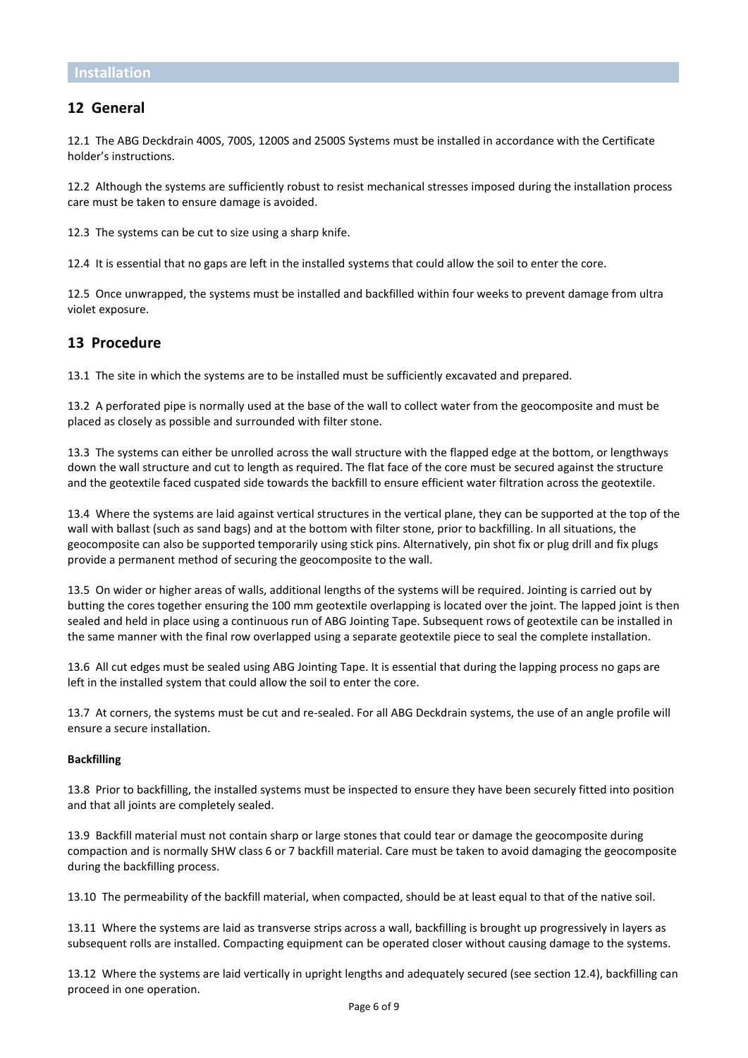# Installation

## 12 General

12.1 The ABG Deckdrain 400S, 700S, 1200S and 2500S Systems must be installed in accordance with the Certificate holder's instructions.

12.2 Although the systems are sufficiently robust to resist mechanical stresses imposed during the installation process care must be taken to ensure damage is avoided.

12.3 The systems can be cut to size using a sharp knife.

12.4 It is essential that no gaps are left in the installed systems that could allow the soil to enter the core.

12.5 Once unwrapped, the systems must be installed and backfilled within four weeks to prevent damage from ultra violet exposure.

## 13 Procedure

13.1 The site in which the systems are to be installed must be sufficiently excavated and prepared.

13.2 A perforated pipe is normally used at the base of the wall to collect water from the geocomposite and must be placed as closely as possible and surrounded with filter stone.

13.3 The systems can either be unrolled across the wall structure with the flapped edge at the bottom, or lengthways down the wall structure and cut to length as required. The flat face of the core must be secured against the structure and the geotextile faced cuspated side towards the backfill to ensure efficient water filtration across the geotextile.

13.4 Where the systems are laid against vertical structures in the vertical plane, they can be supported at the top of the wall with ballast (such as sand bags) and at the bottom with filter stone, prior to backfilling. In all situations, the geocomposite can also be supported temporarily using stick pins. Alternatively, pin shot fix or plug drill and fix plugs provide a permanent method of securing the geocomposite to the wall.

13.5 On wider or higher areas of walls, additional lengths of the systems will be required. Jointing is carried out by butting the cores together ensuring the 100 mm geotextile overlapping is located over the joint. The lapped joint is then sealed and held in place using a continuous run of ABG Jointing Tape. Subsequent rows of geotextile can be installed in the same manner with the final row overlapped using a separate geotextile piece to seal the complete installation.

13.6 All cut edges must be sealed using ABG Jointing Tape. It is essential that during the lapping process no gaps are left in the installed system that could allow the soil to enter the core.

13.7 At corners, the systems must be cut and re-sealed. For all ABG Deckdrain systems, the use of an angle profile will ensure a secure installation.

**Backfilling**

13.8 Prior to backfilling, the installed systems must be inspected to ensure they have been securely fitted into position and that all joints are completely sealed.

13.9 Backfill material must not contain sharp or large stones that could tear or damage the geocomposite during compaction and is normally SHW class 6 or 7 backfill material. Care must be taken to avoid damaging the geocomposite during the backfilling process.

13.10 The permeability of the backfill material, when compacted, should be at least equal to that of the native soil.

13.11 Where the systems are laid as transverse strips across a wall, backfilling is brought up progressively in layers as subsequent rolls are installed. Compacting equipment can be operated closer without causing damage to the systems.

13.12 Where the systems are laid vertically in upright lengths and adequately secured (see section 12.4), backfilling can proceed in one operation.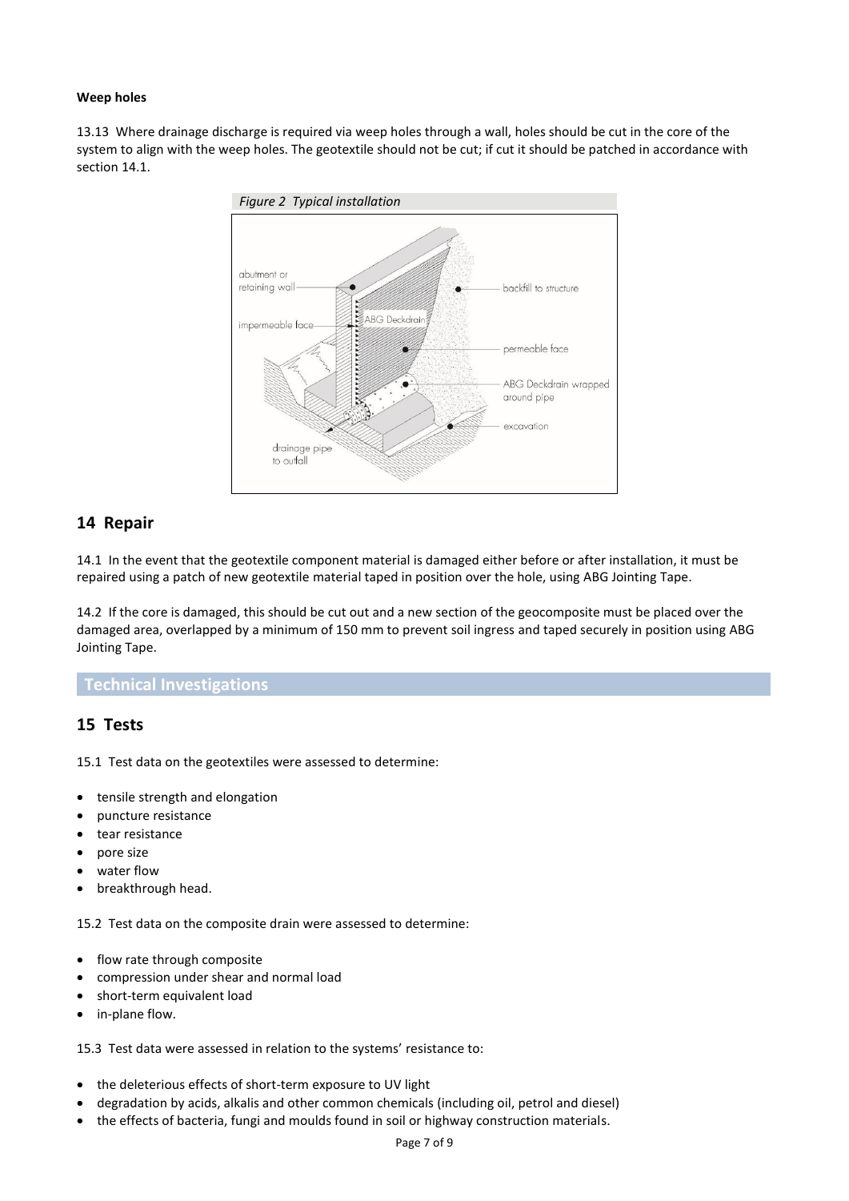**Weep holes**

13.13 Where drainage discharge is required via weep holes through a wall, holes should be cut in the core of the system to align with the weep holes. The geotextile should not be cut; if cut it should be patched in accordance with section 14.1.

*Figure 2 Typical installation*

## 14 Repair

14.1 In the event that the geotextile component material is damaged either before or after installation, it must be repaired using a patch of new geotextile material taped in position over the hole, using ABG Jointing Tape.

14.2 If the core is damaged, this should be cut out and a new section of the geocomposite must be placed over the damaged area, overlapped by a minimum of 150 mm to prevent soil ingress and taped securely in position using ABG Jointing Tape.

# Technical Investigations

## 15 Tests

15.1 Test data on the geotextiles were assessed to determine:

- tensile strength and elongation
- puncture resistance
- tear resistance
- pore size
- water flow
- breakthrough head.

15.2 Test data on the composite drain were assessed to determine:

- flow rate through composite
- compression under shear and normal load
- short-term equivalent load
- in-plane flow.

15.3 Test data were assessed in relation to the systems' resistance to:

- the deleterious effects of short-term exposure to UV light
- degradation by acids, alkalis and other common chemicals (including oil, petrol and diesel)
- the effects of bacteria, fungi and moulds found in soil or highway construction materials.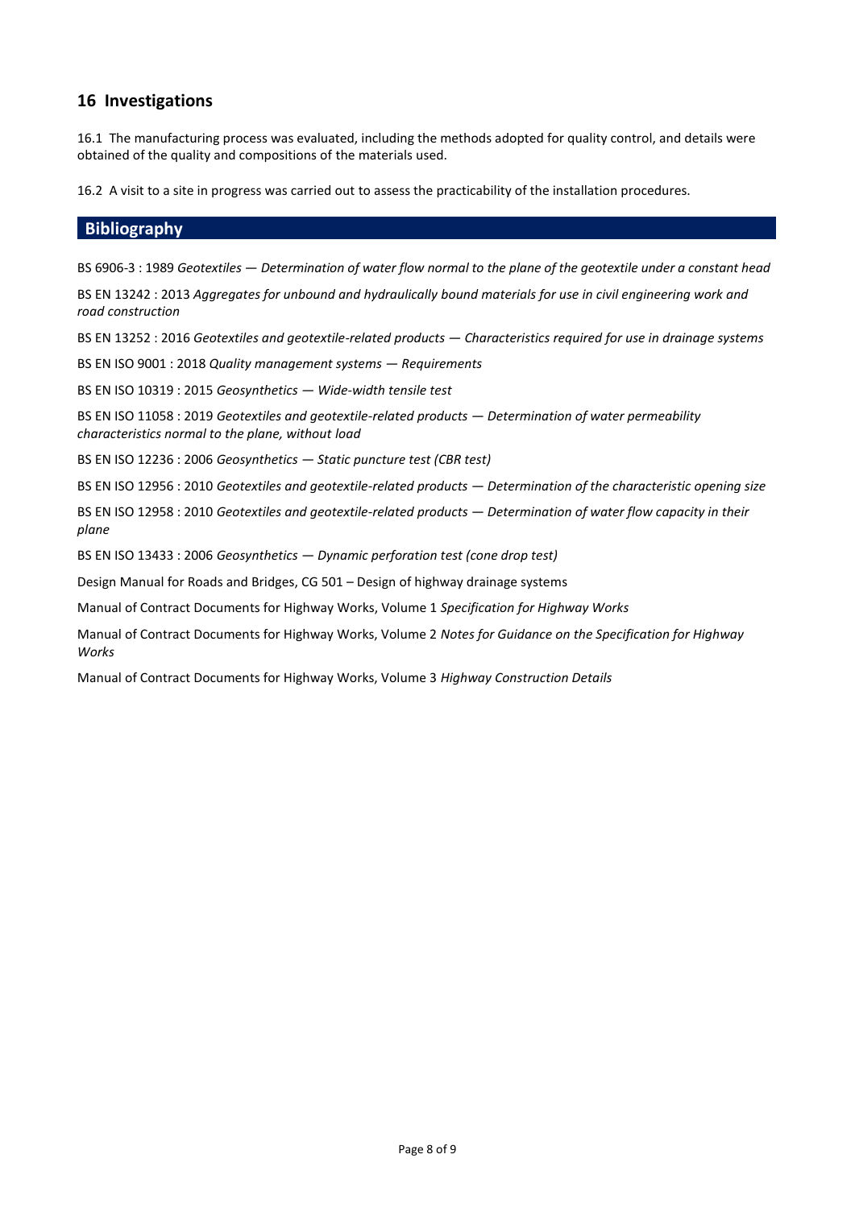## 16 Investigations

16.1 The manufacturing process was evaluated, including the methods adopted for quality control, and details were obtained of the quality and compositions of the materials used.

16.2 A visit to a site in progress was carried out to assess the practicability of the installation procedures.

## Bibliography

BS 6906-3 : 1989 *Geotextiles — Determination of water flow normal to the plane of the geotextile under a constant head*

BS EN 13242 : 2013 *Aggregates for unbound and hydraulically bound materials for use in civil engineering work and road construction*

BS EN 13252 : 2016 *Geotextiles and geotextile-related products — Characteristics required for use in drainage systems*

BS EN ISO 9001 : 2018 *Quality management systems — Requirements*

BS EN ISO 10319 : 2015 *Geosynthetics — Wide-width tensile test*

BS EN ISO 11058 : 2019 *Geotextiles and geotextile-related products — Determination of water permeability characteristics normal to the plane, without load*

BS EN ISO 12236 : 2006 *Geosynthetics — Static puncture test (CBR test)*

BS EN ISO 12956 : 2010 *Geotextiles and geotextile-related products — Determination of the characteristic opening size*

BS EN ISO 12958 : 2010 *Geotextiles and geotextile-related products — Determination of water flow capacity in their plane*

BS EN ISO 13433 : 2006 *Geosynthetics — Dynamic perforation test (cone drop test)*

Design Manual for Roads and Bridges, CG 501 – Design of highway drainage systems

Manual of Contract Documents for Highway Works, Volume 1 *Specification for Highway Works*

Manual of Contract Documents for Highway Works, Volume 2 *Notes for Guidance on the Specification for Highway Works*

Manual of Contract Documents for Highway Works, Volume 3 *Highway Construction Details*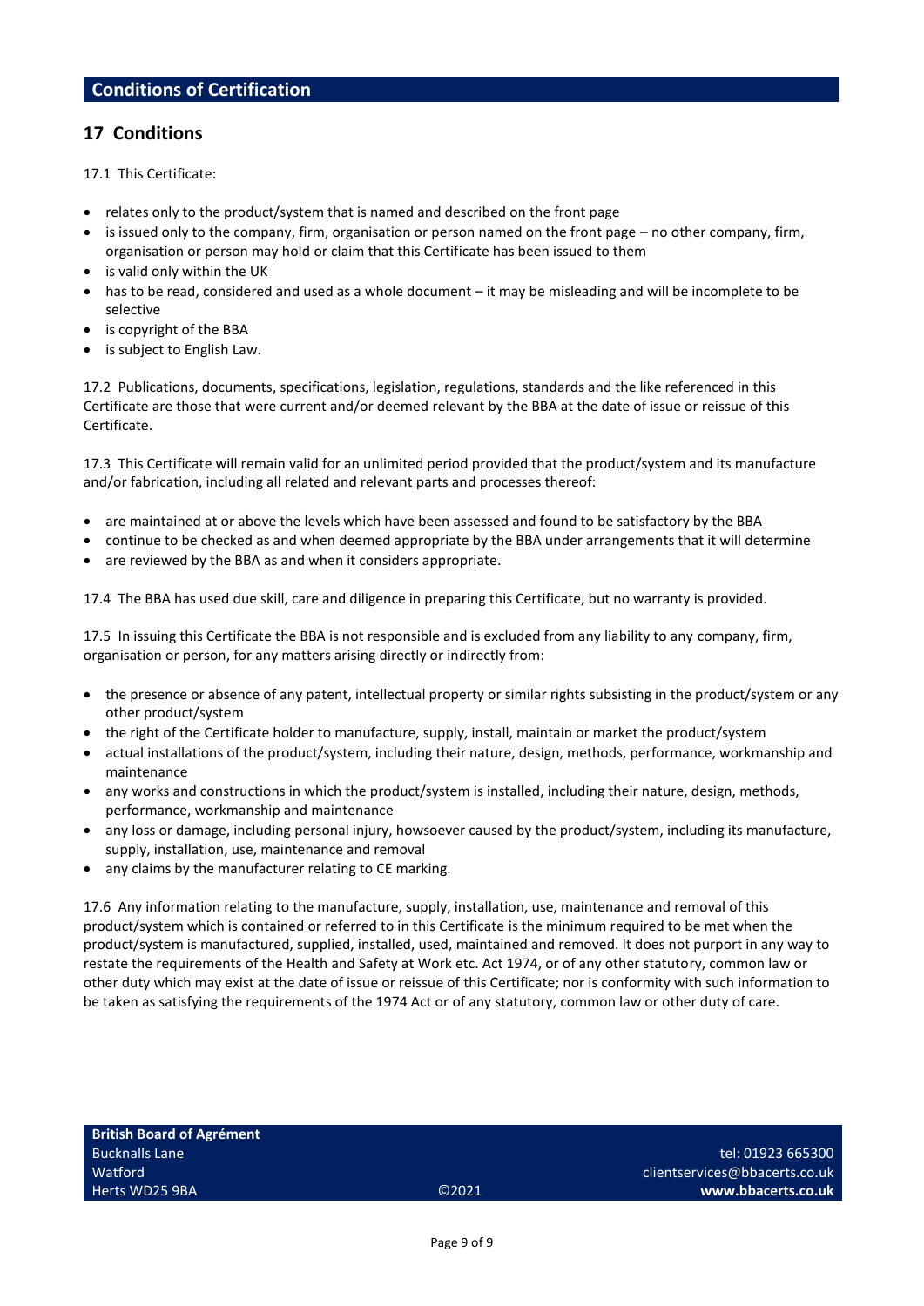## Conditions of Certification

### 17 Conditions

17.1 This Certificate:

- relates only to the product/system that is named and described on the front page
- is issued only to the company, firm, organisation or person named on the front page – no other company, firm, organisation or person may hold or claim that this Certificate has been issued to them
- is valid only within the UK
- has to be read, considered and used as a whole document – it may be misleading and will be incomplete to be selective
- is copyright of the BBA
- is subject to English Law.

17.2 Publications, documents, specifications, legislation, regulations, standards and the like referenced in this Certificate are those that were current and/or deemed relevant by the BBA at the date of issue or reissue of this Certificate.

17.3 This Certificate will remain valid for an unlimited period provided that the product/system and its manufacture and/or fabrication, including all related and relevant parts and processes thereof:

- are maintained at or above the levels which have been assessed and found to be satisfactory by the BBA
- continue to be checked as and when deemed appropriate by the BBA under arrangements that it will determine
- are reviewed by the BBA as and when it considers appropriate.

17.4 The BBA has used due skill, care and diligence in preparing this Certificate, but no warranty is provided.

17.5 In issuing this Certificate the BBA is not responsible and is excluded from any liability to any company, firm, organisation or person, for any matters arising directly or indirectly from:

- the presence or absence of any patent, intellectual property or similar rights subsisting in the product/system or any other product/system
- the right of the Certificate holder to manufacture, supply, install, maintain or market the product/system
- actual installations of the product/system, including their nature, design, methods, performance, workmanship and maintenance
- any works and constructions in which the product/system is installed, including their nature, design, methods, performance, workmanship and maintenance
- any loss or damage, including personal injury, howsoever caused by the product/system, including its manufacture, supply, installation, use, maintenance and removal
- any claims by the manufacturer relating to CE marking.

17.6 Any information relating to the manufacture, supply, installation, use, maintenance and removal of this product/system which is contained or referred to in this Certificate is the minimum required to be met when the product/system is manufactured, supplied, installed, used, maintained and removed. It does not purport in any way to restate the requirements of the Health and Safety at Work etc. Act 1974, or of any other statutory, common law or other duty which may exist at the date of issue or reissue of this Certificate; nor is conformity with such information to be taken as satisfying the requirements of the 1974 Act or of any statutory, common law or other duty of care.

**British Board of Agrément**
Bucknalls Lane
Watford
Herts WD25 9BA

©2021

tel: 01923 665300
clientservices@bbacerts.co.uk
**www.bbacerts.co.uk**